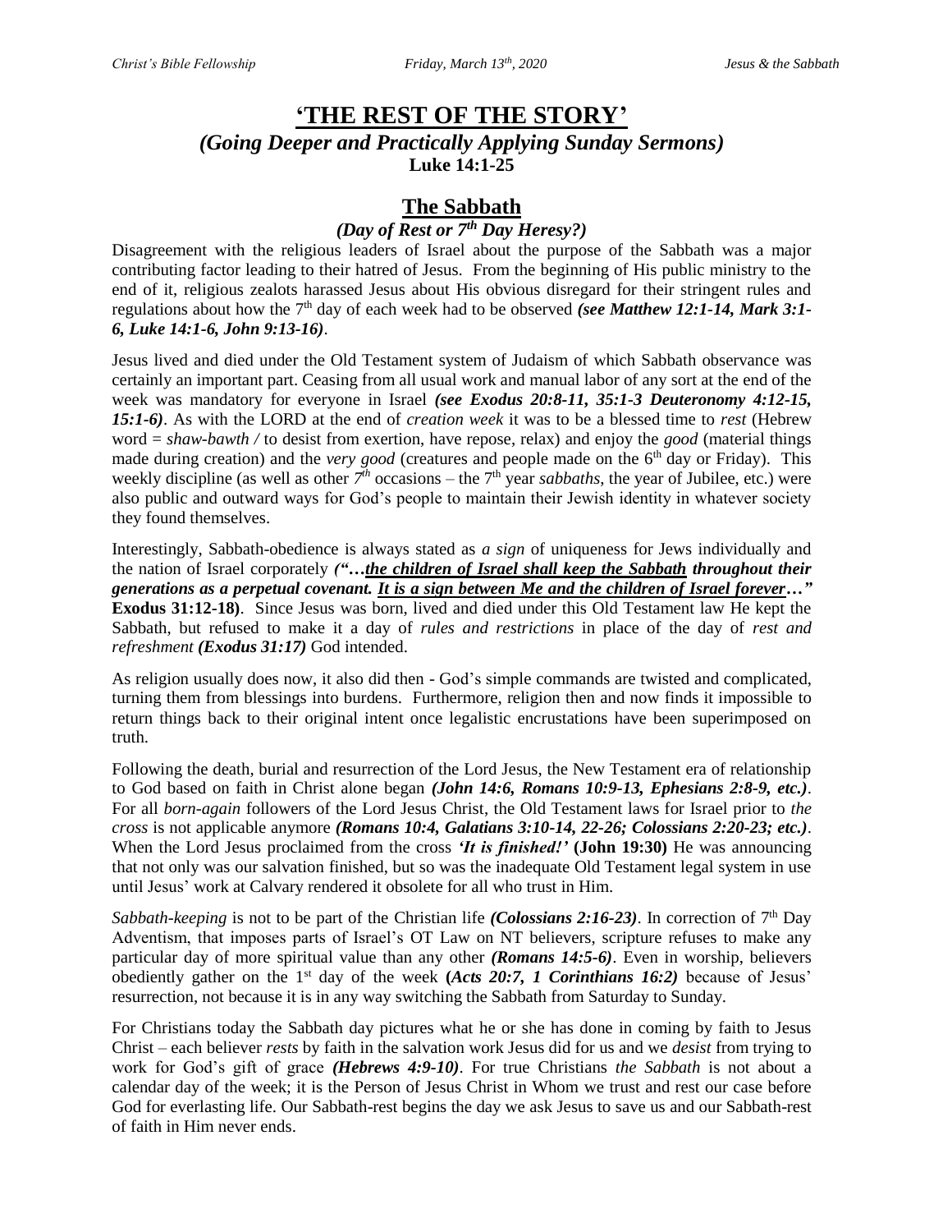# 'THE REST OF THE STORY'

## *(Going Deeper and Practically Applying Sunday Sermons)*

**Luke 14:1-25**

## The Sabbath

### *(Day of Rest or 7th Day Heresy?)*

Disagreement with the religious leaders of Israel about the purpose of the Sabbath was a major contributing factor leading to their hatred of Jesus. From the beginning of His public ministry to the end of it, religious zealots harassed Jesus about His obvious disregard for their stringent rules and regulations about how the 7th day of each week had to be observed ***(see Matthew 12:1-14, Mark 3:1-6, Luke 14:1-6, John 9:13-16)***.

Jesus lived and died under the Old Testament system of Judaism of which Sabbath observance was certainly an important part. Ceasing from all usual work and manual labor of any sort at the end of the week was mandatory for everyone in Israel ***(see Exodus 20:8-11, 35:1-3 Deuteronomy 4:12-15, 15:1-6)***. As with the LORD at the end of *creation week* it was to be a blessed time to *rest* (Hebrew word = *shaw-bawth /* to desist from exertion, have repose, relax) and enjoy the *good* (material things made during creation) and the *very good* (creatures and people made on the 6th day or Friday). This weekly discipline (as well as other *7th* occasions – the 7th year *sabbaths*, the year of Jubilee, etc.) were also public and outward ways for God's people to maintain their Jewish identity in whatever society they found themselves.

Interestingly, Sabbath-obedience is always stated as *a sign* of uniqueness for Jews individually and the nation of Israel corporately ***("…<u>the children of Israel shall keep the Sabbath</u> throughout their generations as a perpetual covenant. <u>It is a sign between Me and the children of Israel forever</u>…"*** **Exodus 31:12-18)**. Since Jesus was born, lived and died under this Old Testament law He kept the Sabbath, but refused to make it a day of *rules and restrictions* in place of the day of *rest and refreshment* ***(Exodus 31:17)*** God intended.

As religion usually does now, it also did then - God's simple commands are twisted and complicated, turning them from blessings into burdens. Furthermore, religion then and now finds it impossible to return things back to their original intent once legalistic encrustations have been superimposed on truth.

Following the death, burial and resurrection of the Lord Jesus, the New Testament era of relationship to God based on faith in Christ alone began ***(John 14:6, Romans 10:9-13, Ephesians 2:8-9, etc.)***. For all *born-again* followers of the Lord Jesus Christ, the Old Testament laws for Israel prior to *the cross* is not applicable anymore ***(Romans 10:4, Galatians 3:10-14, 22-26; Colossians 2:20-23; etc.)***. When the Lord Jesus proclaimed from the cross ***'It is finished!'*** **(John 19:30)** He was announcing that not only was our salvation finished, but so was the inadequate Old Testament legal system in use until Jesus' work at Calvary rendered it obsolete for all who trust in Him.

*Sabbath-keeping* is not to be part of the Christian life ***(Colossians 2:16-23)***. In correction of 7th Day Adventism, that imposes parts of Israel's OT Law on NT believers, scripture refuses to make any particular day of more spiritual value than any other ***(Romans 14:5-6)***. Even in worship, believers obediently gather on the 1st day of the week **(*Acts 20:7, 1 Corinthians 16:2*)** because of Jesus' resurrection, not because it is in any way switching the Sabbath from Saturday to Sunday.

For Christians today the Sabbath day pictures what he or she has done in coming by faith to Jesus Christ – each believer *rests* by faith in the salvation work Jesus did for us and we *desist* from trying to work for God's gift of grace ***(Hebrews 4:9-10)***. For true Christians *the Sabbath* is not about a calendar day of the week; it is the Person of Jesus Christ in Whom we trust and rest our case before God for everlasting life. Our Sabbath-rest begins the day we ask Jesus to save us and our Sabbath-rest of faith in Him never ends.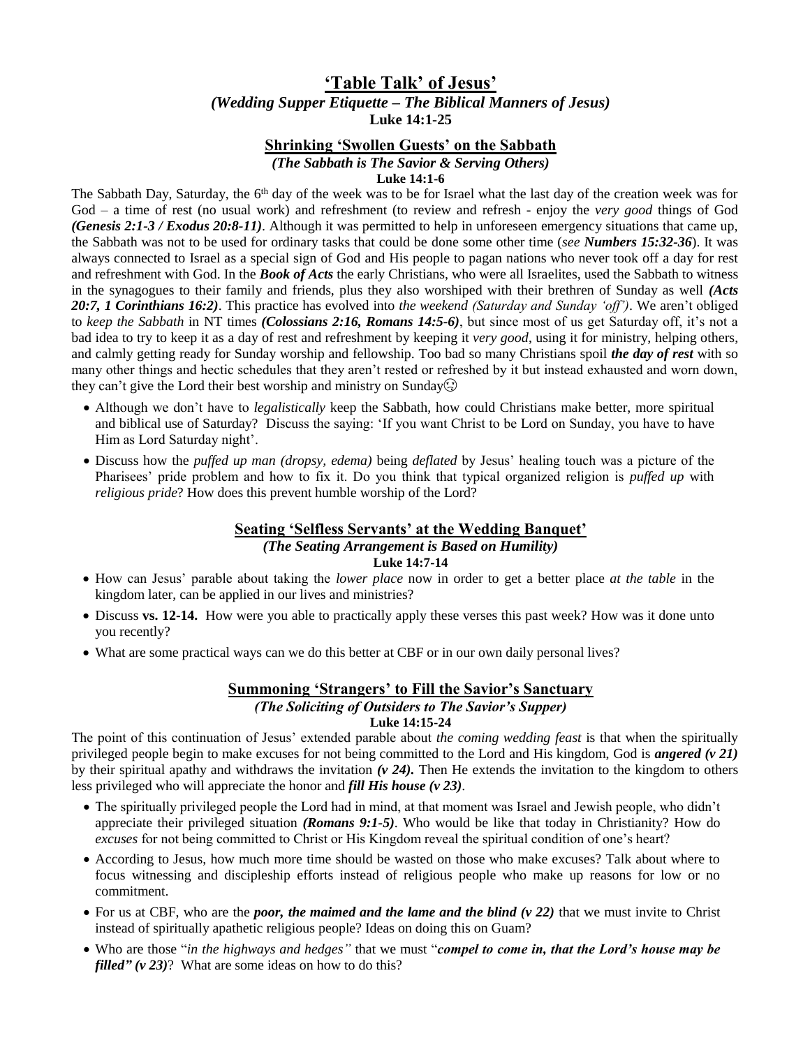# 'Table Talk' of Jesus'

***(Wedding Supper Etiquette – The Biblical Manners of Jesus)***

**Luke 14:1-25**

## Shrinking 'Swollen Guests' on the Sabbath

***(The Sabbath is The Savior & Serving Others)***

**Luke 14:1-6**

The Sabbath Day, Saturday, the 6th day of the week was to be for Israel what the last day of the creation week was for God – a time of rest (no usual work) and refreshment (to review and refresh - enjoy the *very good* things of God ***(Genesis 2:1-3 / Exodus 20:8-11)***. Although it was permitted to help in unforeseen emergency situations that came up, the Sabbath was not to be used for ordinary tasks that could be done some other time (*see **Numbers 15:32-36***). It was always connected to Israel as a special sign of God and His people to pagan nations who never took off a day for rest and refreshment with God. In the ***Book of Acts*** the early Christians, who were all Israelites, used the Sabbath to witness in the synagogues to their family and friends, plus they also worshiped with their brethren of Sunday as well ***(Acts 20:7, 1 Corinthians 16:2)***. This practice has evolved into *the weekend (Saturday and Sunday 'off')*. We aren't obliged to *keep the Sabbath* in NT times ***(Colossians 2:16, Romans 14:5-6)***, but since most of us get Saturday off, it's not a bad idea to try to keep it as a day of rest and refreshment by keeping it *very good*, using it for ministry, helping others, and calmly getting ready for Sunday worship and fellowship. Too bad so many Christians spoil ***the day of rest*** with so many other things and hectic schedules that they aren't rested or refreshed by it but instead exhausted and worn down, they can't give the Lord their best worship and ministry on Sunday☹

- Although we don't have to *legalistically* keep the Sabbath, how could Christians make better, more spiritual and biblical use of Saturday? Discuss the saying: 'If you want Christ to be Lord on Sunday, you have to have Him as Lord Saturday night'.
- Discuss how the *puffed up man (dropsy, edema)* being *deflated* by Jesus' healing touch was a picture of the Pharisees' pride problem and how to fix it. Do you think that typical organized religion is *puffed up* with *religious pride*? How does this prevent humble worship of the Lord?

## Seating 'Selfless Servants' at the Wedding Banquet'

***(The Seating Arrangement is Based on Humility)***

**Luke 14:7-14**

- How can Jesus' parable about taking the *lower place* now in order to get a better place *at the table* in the kingdom later, can be applied in our lives and ministries?
- Discuss **vs. 12-14.** How were you able to practically apply these verses this past week? How was it done unto you recently?
- What are some practical ways can we do this better at CBF or in our own daily personal lives?

## Summoning 'Strangers' to Fill the Savior's Sanctuary

***(The Soliciting of Outsiders to The Savior's Supper)***

**Luke 14:15-24**

The point of this continuation of Jesus' extended parable about *the coming wedding feast* is that when the spiritually privileged people begin to make excuses for not being committed to the Lord and His kingdom, God is ***angered (v 21)*** by their spiritual apathy and withdraws the invitation ***(v 24).*** Then He extends the invitation to the kingdom to others less privileged who will appreciate the honor and ***fill His house (v 23)***.

- The spiritually privileged people the Lord had in mind, at that moment was Israel and Jewish people, who didn't appreciate their privileged situation ***(Romans 9:1-5)***. Who would be like that today in Christianity? How do *excuses* for not being committed to Christ or His Kingdom reveal the spiritual condition of one's heart?
- According to Jesus, how much more time should be wasted on those who make excuses? Talk about where to focus witnessing and discipleship efforts instead of religious people who make up reasons for low or no commitment.
- For us at CBF, who are the ***poor, the maimed and the lame and the blind (v 22)*** that we must invite to Christ instead of spiritually apathetic religious people? Ideas on doing this on Guam?
- Who are those "*in the highways and hedges"* that we must "***compel to come in, that the Lord's house may be filled" (v 23)***? What are some ideas on how to do this?